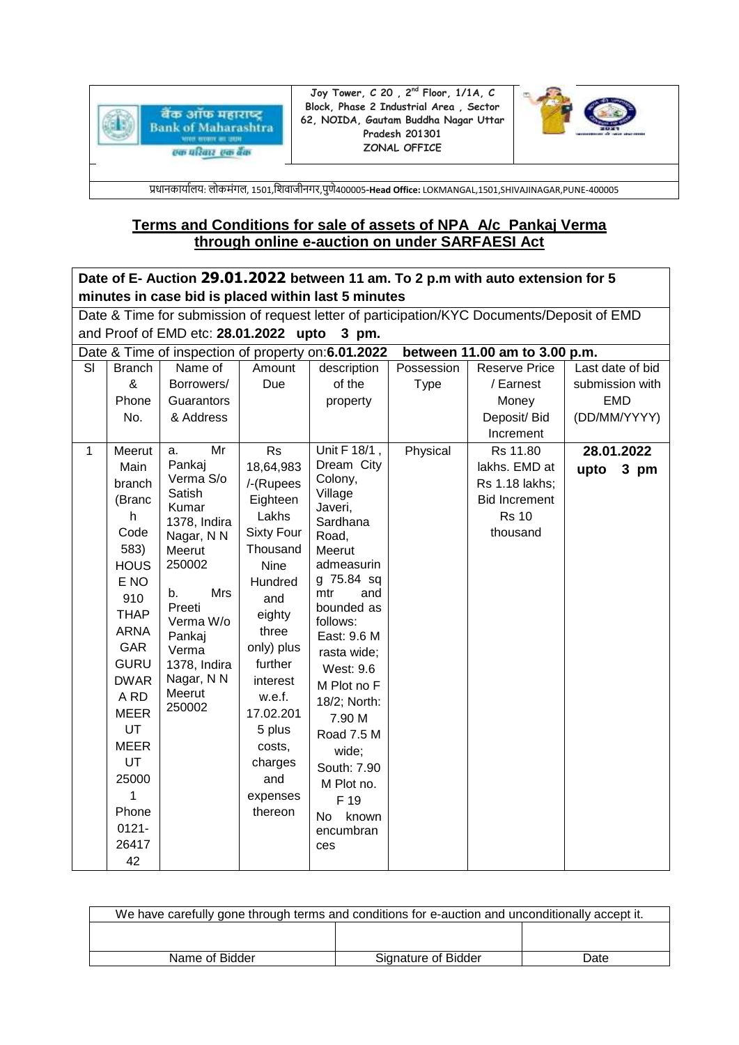बैंक ऑफ महाराष्ट्र
Bank of Maharashtra
एक परिवार एक बैंक

Joy Tower, C 20 , 2nd Floor, 1/1A, C Block, Phase 2 Industrial Area , Sector 62, NOIDA, Gautam Buddha Nagar Uttar Pradesh 201301
ZONAL OFFICE

प्रधानकार्यालय: लोकमंगल, 1501,शिवाजीनगर,पुणे400005-**Head Office:** LOKMANGAL,1501,SHIVAJINAGAR,PUNE-400005

## Terms and Conditions for sale of assets of NPA A/c Pankaj Verma through online e-auction on under SARFAESI Act

**Date of E- Auction 29.01.2022 between 11 am. To 2 p.m with auto extension for 5 minutes in case bid is placed within last 5 minutes**

Date & Time for submission of request letter of participation/KYC Documents/Deposit of EMD and Proof of EMD etc: **28.01.2022 upto 3 pm.**

Date & Time of inspection of property on:**6.01.2022 between 11.00 am to 3.00 p.m.**

| Sl | Branch & Phone No. | Name of Borrowers/ Guarantors & Address | Amount Due | description of the property | Possession Type | Reserve Price / Earnest Money Deposit/ Bid Increment | Last date of bid submission with EMD (DD/MM/YYYY) |
|---|---|---|---|---|---|---|---|
| 1 | Meerut Main branch (Branch Code 583) HOUSE NO 910 THAPARNAGAR GURUDWARA RD MEERUT MEERUT 250001 Phone 0121-2641742 | a. Mr Pankaj Verma S/o Satish Kumar 1378, Indira Nagar, N N Meerut 250002<br><br>b. Mrs Preeti Verma W/o Pankaj Verma 1378, Indira Nagar, N N Meerut 250002 | Rs 18,64,983 /-(Rupees Eighteen Lakhs Sixty Four Thousand Nine Hundred and eighty three only) plus further interest w.e.f. 17.02.2015 plus costs, charges and expenses thereon | Unit F 18/1 , Dream City Colony, Village Javeri, Sardhana Road, Meerut admeasuring 75.84 sq mtr and bounded as follows: East: 9.6 M rasta wide; West: 9.6 M Plot no F 18/2; North: 7.90 M Road 7.5 M wide; South: 7.90 M Plot no. F 19 No known encumbrances | Physical | Rs 11.80 lakhs. EMD at Rs 1.18 lakhs; Bid Increment Rs 10 thousand | **28.01.2022 upto 3 pm** |

| We have carefully gone through terms and conditions for e-auction and unconditionally accept it. | | |
|---|---|---|
| | | |
| Name of Bidder | Signature of Bidder | Date |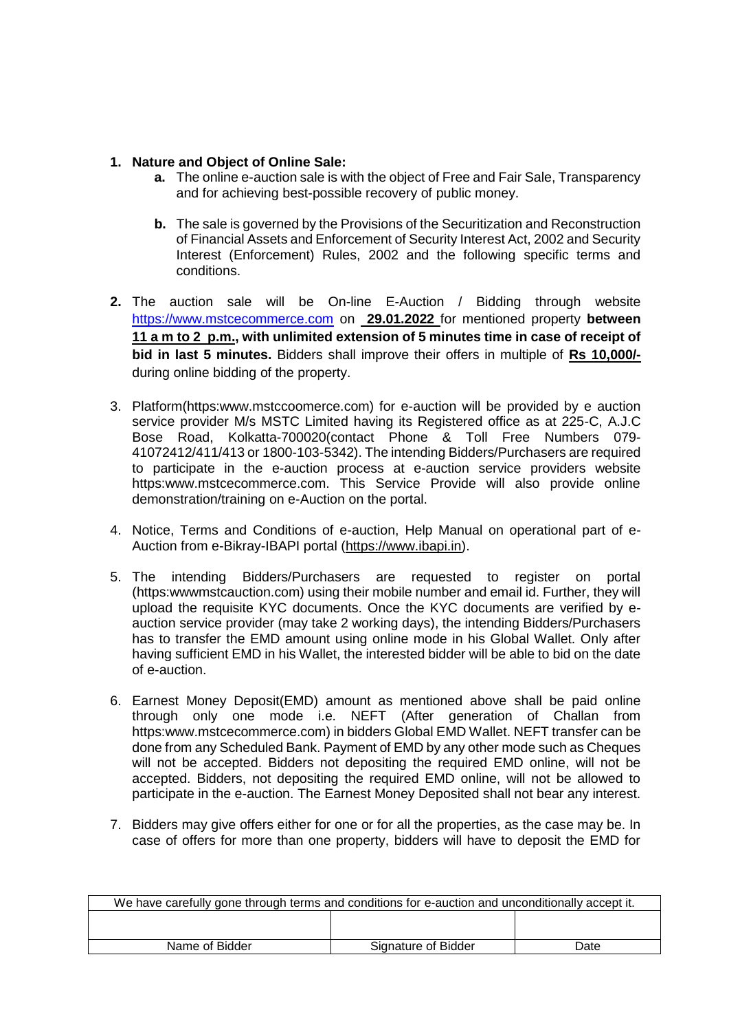1. **Nature and Object of Online Sale:**
   - **a.** The online e-auction sale is with the object of Free and Fair Sale, Transparency and for achieving best-possible recovery of public money.
   - **b.** The sale is governed by the Provisions of the Securitization and Reconstruction of Financial Assets and Enforcement of Security Interest Act, 2002 and Security Interest (Enforcement) Rules, 2002 and the following specific terms and conditions.

2. The auction sale will be On-line E-Auction / Bidding through website https://www.mstcecommerce.com on **29.01.2022** for mentioned property **between 11 a m to 2 p.m., with unlimited extension of 5 minutes time in case of receipt of bid in last 5 minutes.** Bidders shall improve their offers in multiple of **Rs 10,000/-** during online bidding of the property.

3. Platform(https:www.mstccoomerce.com) for e-auction will be provided by e auction service provider M/s MSTC Limited having its Registered office as at 225-C, A.J.C Bose Road, Kolkatta-700020(contact Phone & Toll Free Numbers 079-41072412/411/413 or 1800-103-5342). The intending Bidders/Purchasers are required to participate in the e-auction process at e-auction service providers website https:www.mstcecommerce.com. This Service Provide will also provide online demonstration/training on e-Auction on the portal.

4. Notice, Terms and Conditions of e-auction, Help Manual on operational part of e-Auction from e-Bikray-IBAPI portal (https://www.ibapi.in).

5. The intending Bidders/Purchasers are requested to register on portal (https:wwwmstcauction.com) using their mobile number and email id. Further, they will upload the requisite KYC documents. Once the KYC documents are verified by e-auction service provider (may take 2 working days), the intending Bidders/Purchasers has to transfer the EMD amount using online mode in his Global Wallet. Only after having sufficient EMD in his Wallet, the interested bidder will be able to bid on the date of e-auction.

6. Earnest Money Deposit(EMD) amount as mentioned above shall be paid online through only one mode i.e. NEFT (After generation of Challan from https:www.mstcecommerce.com) in bidders Global EMD Wallet. NEFT transfer can be done from any Scheduled Bank. Payment of EMD by any other mode such as Cheques will not be accepted. Bidders not depositing the required EMD online, will not be accepted. Bidders, not depositing the required EMD online, will not be allowed to participate in the e-auction. The Earnest Money Deposited shall not bear any interest.

7. Bidders may give offers either for one or for all the properties, as the case may be. In case of offers for more than one property, bidders will have to deposit the EMD for

| We have carefully gone through terms and conditions for e-auction and unconditionally accept it. | | |
|---|---|---|
| | | |
| Name of Bidder | Signature of Bidder | Date |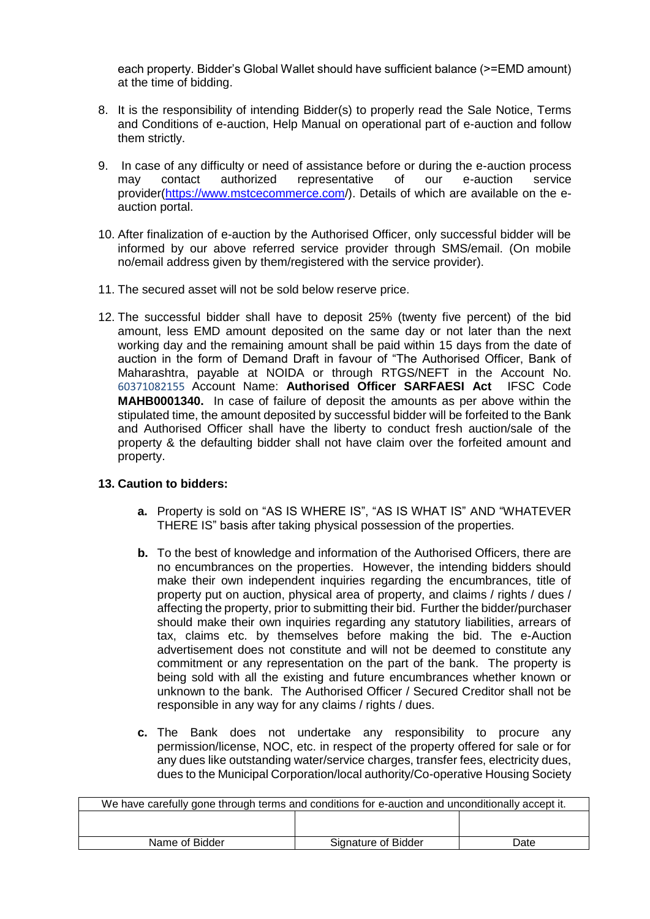each property. Bidder's Global Wallet should have sufficient balance (>=EMD amount) at the time of bidding.

8. It is the responsibility of intending Bidder(s) to properly read the Sale Notice, Terms and Conditions of e-auction, Help Manual on operational part of e-auction and follow them strictly.

9. In case of any difficulty or need of assistance before or during the e-auction process may contact authorized representative of our e-auction service provider(https://www.mstcecommerce.com/). Details of which are available on the e-auction portal.

10. After finalization of e-auction by the Authorised Officer, only successful bidder will be informed by our above referred service provider through SMS/email. (On mobile no/email address given by them/registered with the service provider).

11. The secured asset will not be sold below reserve price.

12. The successful bidder shall have to deposit 25% (twenty five percent) of the bid amount, less EMD amount deposited on the same day or not later than the next working day and the remaining amount shall be paid within 15 days from the date of auction in the form of Demand Draft in favour of "The Authorised Officer, Bank of Maharashtra, payable at NOIDA or through RTGS/NEFT in the Account No. 60371082155 Account Name: **Authorised Officer SARFAESI Act** IFSC Code **MAHB0001340.** In case of failure of deposit the amounts as per above within the stipulated time, the amount deposited by successful bidder will be forfeited to the Bank and Authorised Officer shall have the liberty to conduct fresh auction/sale of the property & the defaulting bidder shall not have claim over the forfeited amount and property.

**13. Caution to bidders:**

**a.** Property is sold on "AS IS WHERE IS", "AS IS WHAT IS" AND "WHATEVER THERE IS" basis after taking physical possession of the properties.

**b.** To the best of knowledge and information of the Authorised Officers, there are no encumbrances on the properties. However, the intending bidders should make their own independent inquiries regarding the encumbrances, title of property put on auction, physical area of property, and claims / rights / dues / affecting the property, prior to submitting their bid. Further the bidder/purchaser should make their own inquiries regarding any statutory liabilities, arrears of tax, claims etc. by themselves before making the bid. The e-Auction advertisement does not constitute and will not be deemed to constitute any commitment or any representation on the part of the bank. The property is being sold with all the existing and future encumbrances whether known or unknown to the bank. The Authorised Officer / Secured Creditor shall not be responsible in any way for any claims / rights / dues.

**c.** The Bank does not undertake any responsibility to procure any permission/license, NOC, etc. in respect of the property offered for sale or for any dues like outstanding water/service charges, transfer fees, electricity dues, dues to the Municipal Corporation/local authority/Co-operative Housing Society

| We have carefully gone through terms and conditions for e-auction and unconditionally accept it. | | |
|---|---|---|
| | | |
| Name of Bidder | Signature of Bidder | Date |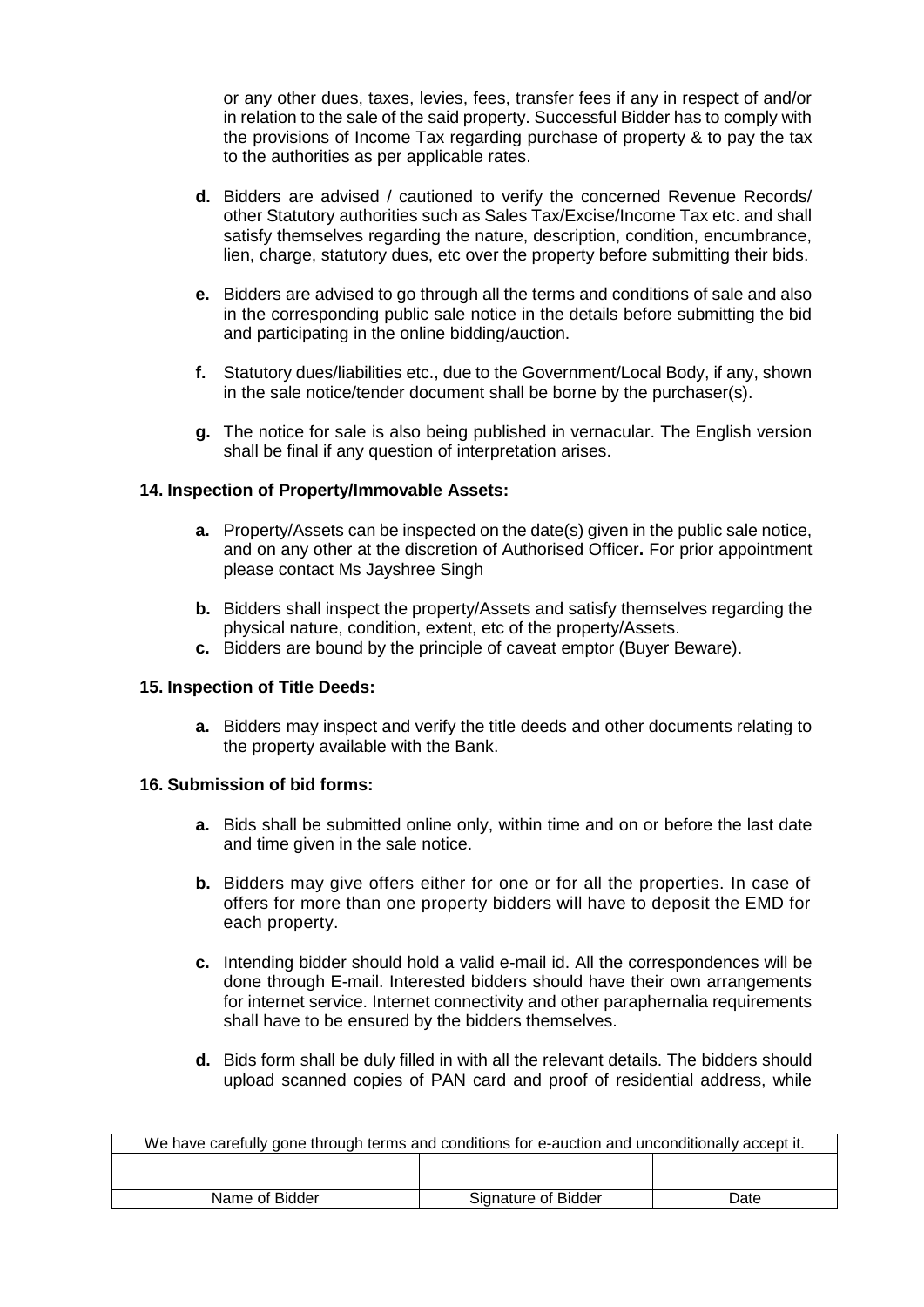or any other dues, taxes, levies, fees, transfer fees if any in respect of and/or in relation to the sale of the said property. Successful Bidder has to comply with the provisions of Income Tax regarding purchase of property & to pay the tax to the authorities as per applicable rates.

**d.** Bidders are advised / cautioned to verify the concerned Revenue Records/ other Statutory authorities such as Sales Tax/Excise/Income Tax etc. and shall satisfy themselves regarding the nature, description, condition, encumbrance, lien, charge, statutory dues, etc over the property before submitting their bids.

**e.** Bidders are advised to go through all the terms and conditions of sale and also in the corresponding public sale notice in the details before submitting the bid and participating in the online bidding/auction.

**f.** Statutory dues/liabilities etc., due to the Government/Local Body, if any, shown in the sale notice/tender document shall be borne by the purchaser(s).

**g.** The notice for sale is also being published in vernacular. The English version shall be final if any question of interpretation arises.

**14. Inspection of Property/Immovable Assets:**

**a.** Property/Assets can be inspected on the date(s) given in the public sale notice, and on any other at the discretion of Authorised Officer**.** For prior appointment please contact Ms Jayshree Singh

**b.** Bidders shall inspect the property/Assets and satisfy themselves regarding the physical nature, condition, extent, etc of the property/Assets.

**c.** Bidders are bound by the principle of caveat emptor (Buyer Beware).

**15. Inspection of Title Deeds:**

**a.** Bidders may inspect and verify the title deeds and other documents relating to the property available with the Bank.

**16. Submission of bid forms:**

**a.** Bids shall be submitted online only, within time and on or before the last date and time given in the sale notice.

**b.** Bidders may give offers either for one or for all the properties. In case of offers for more than one property bidders will have to deposit the EMD for each property.

**c.** Intending bidder should hold a valid e-mail id. All the correspondences will be done through E-mail. Interested bidders should have their own arrangements for internet service. Internet connectivity and other paraphernalia requirements shall have to be ensured by the bidders themselves.

**d.** Bids form shall be duly filled in with all the relevant details. The bidders should upload scanned copies of PAN card and proof of residential address, while

| We have carefully gone through terms and conditions for e-auction and unconditionally accept it. | | |
|---|---|---|
| | | |
| Name of Bidder | Signature of Bidder | Date |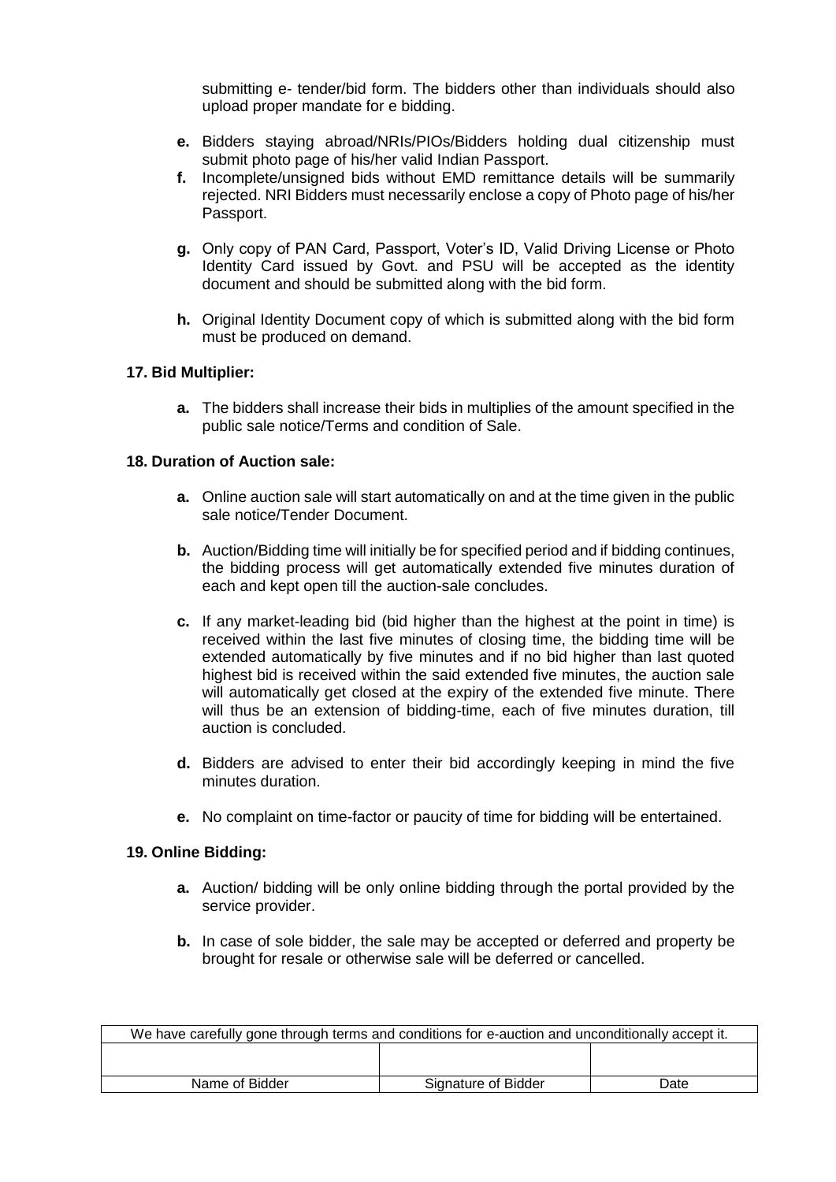submitting e- tender/bid form. The bidders other than individuals should also upload proper mandate for e bidding.

**e.** Bidders staying abroad/NRIs/PIOs/Bidders holding dual citizenship must submit photo page of his/her valid Indian Passport.

**f.** Incomplete/unsigned bids without EMD remittance details will be summarily rejected. NRI Bidders must necessarily enclose a copy of Photo page of his/her Passport.

**g.** Only copy of PAN Card, Passport, Voter's ID, Valid Driving License or Photo Identity Card issued by Govt. and PSU will be accepted as the identity document and should be submitted along with the bid form.

**h.** Original Identity Document copy of which is submitted along with the bid form must be produced on demand.

**17. Bid Multiplier:**

**a.** The bidders shall increase their bids in multiplies of the amount specified in the public sale notice/Terms and condition of Sale.

**18. Duration of Auction sale:**

**a.** Online auction sale will start automatically on and at the time given in the public sale notice/Tender Document.

**b.** Auction/Bidding time will initially be for specified period and if bidding continues, the bidding process will get automatically extended five minutes duration of each and kept open till the auction-sale concludes.

**c.** If any market-leading bid (bid higher than the highest at the point in time) is received within the last five minutes of closing time, the bidding time will be extended automatically by five minutes and if no bid higher than last quoted highest bid is received within the said extended five minutes, the auction sale will automatically get closed at the expiry of the extended five minute. There will thus be an extension of bidding-time, each of five minutes duration, till auction is concluded.

**d.** Bidders are advised to enter their bid accordingly keeping in mind the five minutes duration.

**e.** No complaint on time-factor or paucity of time for bidding will be entertained.

**19. Online Bidding:**

**a.** Auction/ bidding will be only online bidding through the portal provided by the service provider.

**b.** In case of sole bidder, the sale may be accepted or deferred and property be brought for resale or otherwise sale will be deferred or cancelled.

| We have carefully gone through terms and conditions for e-auction and unconditionally accept it. | | |
|---|---|---|
| | | |
| Name of Bidder | Signature of Bidder | Date |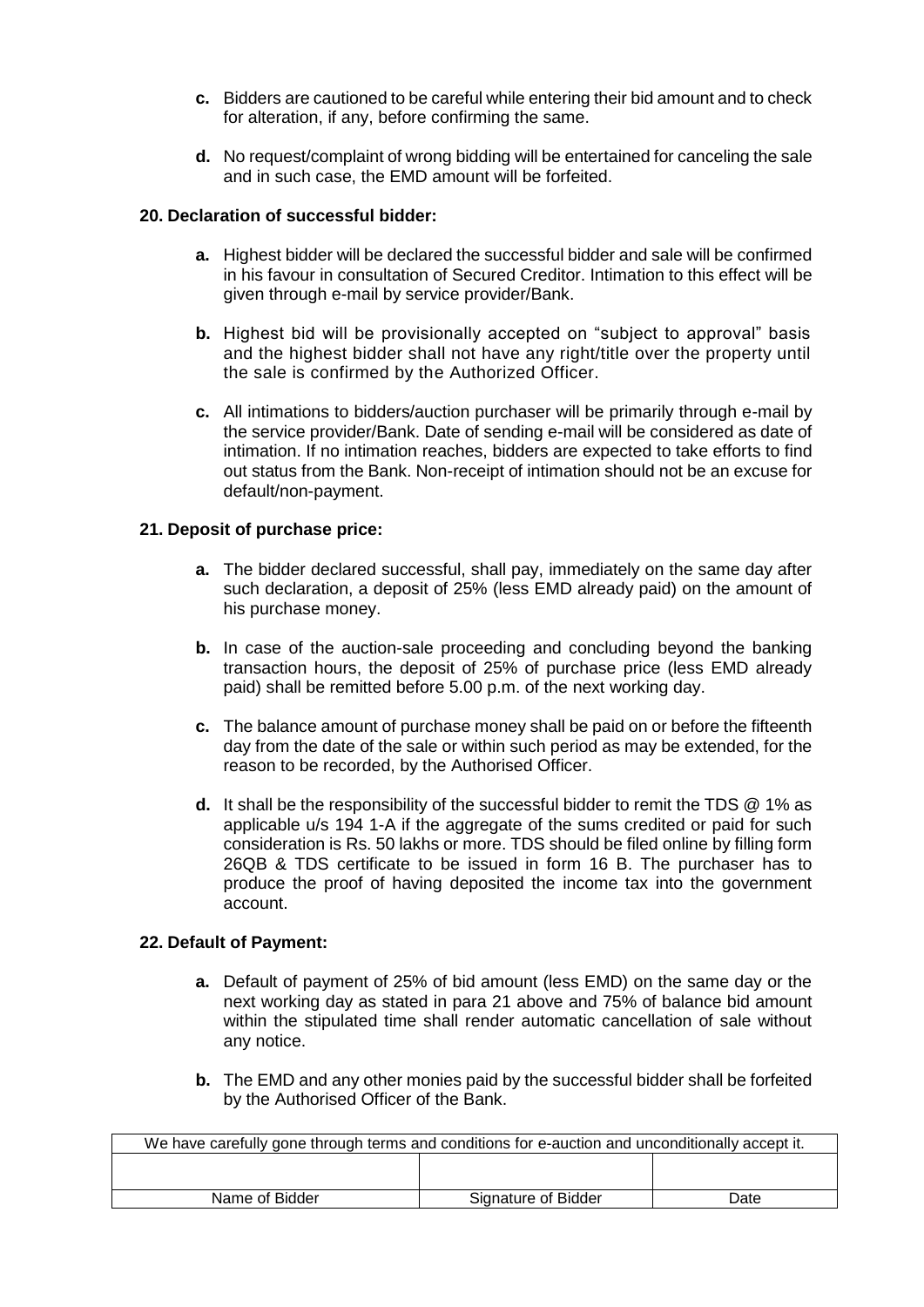- **c.** Bidders are cautioned to be careful while entering their bid amount and to check for alteration, if any, before confirming the same.
- **d.** No request/complaint of wrong bidding will be entertained for canceling the sale and in such case, the EMD amount will be forfeited.

**20. Declaration of successful bidder:**

- **a.** Highest bidder will be declared the successful bidder and sale will be confirmed in his favour in consultation of Secured Creditor. Intimation to this effect will be given through e-mail by service provider/Bank.
- **b.** Highest bid will be provisionally accepted on "subject to approval" basis and the highest bidder shall not have any right/title over the property until the sale is confirmed by the Authorized Officer.
- **c.** All intimations to bidders/auction purchaser will be primarily through e-mail by the service provider/Bank. Date of sending e-mail will be considered as date of intimation. If no intimation reaches, bidders are expected to take efforts to find out status from the Bank. Non-receipt of intimation should not be an excuse for default/non-payment.

**21. Deposit of purchase price:**

- **a.** The bidder declared successful, shall pay, immediately on the same day after such declaration, a deposit of 25% (less EMD already paid) on the amount of his purchase money.
- **b.** In case of the auction-sale proceeding and concluding beyond the banking transaction hours, the deposit of 25% of purchase price (less EMD already paid) shall be remitted before 5.00 p.m. of the next working day.
- **c.** The balance amount of purchase money shall be paid on or before the fifteenth day from the date of the sale or within such period as may be extended, for the reason to be recorded, by the Authorised Officer.
- **d.** It shall be the responsibility of the successful bidder to remit the TDS @ 1% as applicable u/s 194 1-A if the aggregate of the sums credited or paid for such consideration is Rs. 50 lakhs or more. TDS should be filed online by filling form 26QB & TDS certificate to be issued in form 16 B. The purchaser has to produce the proof of having deposited the income tax into the government account.

**22. Default of Payment:**

- **a.** Default of payment of 25% of bid amount (less EMD) on the same day or the next working day as stated in para 21 above and 75% of balance bid amount within the stipulated time shall render automatic cancellation of sale without any notice.
- **b.** The EMD and any other monies paid by the successful bidder shall be forfeited by the Authorised Officer of the Bank.

| We have carefully gone through terms and conditions for e-auction and unconditionally accept it. | | |
|---|---|---|
| | | |
| Name of Bidder | Signature of Bidder | Date |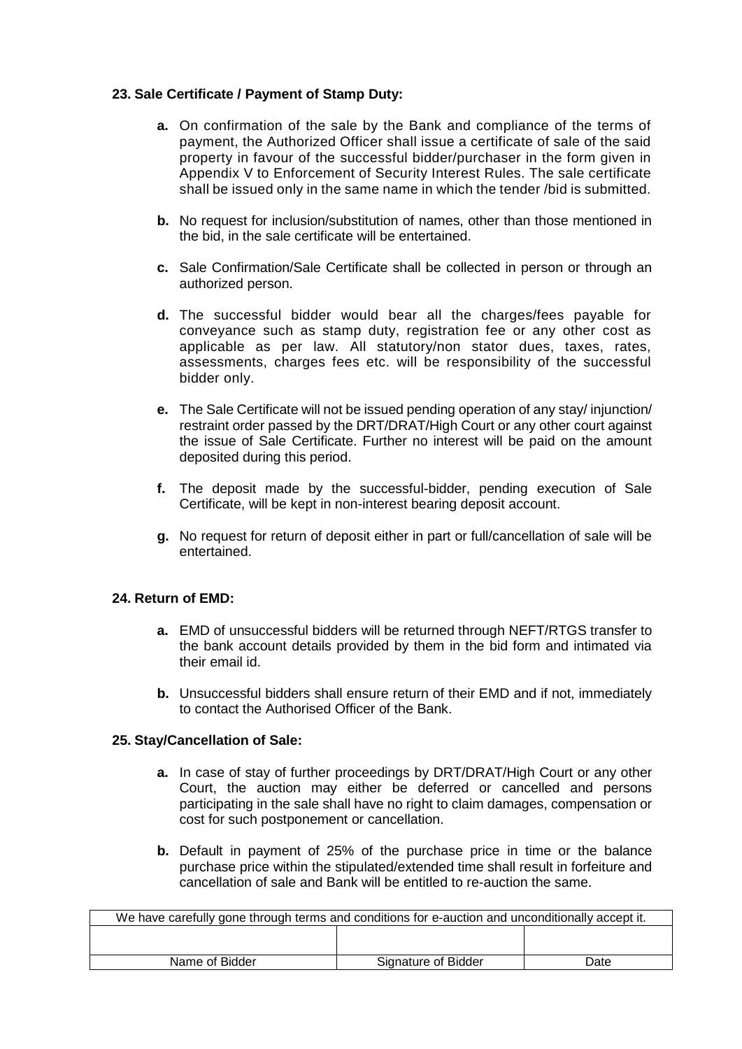**23. Sale Certificate / Payment of Stamp Duty:**

- **a.** On confirmation of the sale by the Bank and compliance of the terms of payment, the Authorized Officer shall issue a certificate of sale of the said property in favour of the successful bidder/purchaser in the form given in Appendix V to Enforcement of Security Interest Rules. The sale certificate shall be issued only in the same name in which the tender /bid is submitted.

- **b.** No request for inclusion/substitution of names, other than those mentioned in the bid, in the sale certificate will be entertained.

- **c.** Sale Confirmation/Sale Certificate shall be collected in person or through an authorized person.

- **d.** The successful bidder would bear all the charges/fees payable for conveyance such as stamp duty, registration fee or any other cost as applicable as per law. All statutory/non stator dues, taxes, rates, assessments, charges fees etc. will be responsibility of the successful bidder only.

- **e.** The Sale Certificate will not be issued pending operation of any stay/ injunction/ restraint order passed by the DRT/DRAT/High Court or any other court against the issue of Sale Certificate. Further no interest will be paid on the amount deposited during this period.

- **f.** The deposit made by the successful-bidder, pending execution of Sale Certificate, will be kept in non-interest bearing deposit account.

- **g.** No request for return of deposit either in part or full/cancellation of sale will be entertained.

**24. Return of EMD:**

- **a.** EMD of unsuccessful bidders will be returned through NEFT/RTGS transfer to the bank account details provided by them in the bid form and intimated via their email id.

- **b.** Unsuccessful bidders shall ensure return of their EMD and if not, immediately to contact the Authorised Officer of the Bank.

**25. Stay/Cancellation of Sale:**

- **a.** In case of stay of further proceedings by DRT/DRAT/High Court or any other Court, the auction may either be deferred or cancelled and persons participating in the sale shall have no right to claim damages, compensation or cost for such postponement or cancellation.

- **b.** Default in payment of 25% of the purchase price in time or the balance purchase price within the stipulated/extended time shall result in forfeiture and cancellation of sale and Bank will be entitled to re-auction the same.

| We have carefully gone through terms and conditions for e-auction and unconditionally accept it. | | |
|---|---|---|
| | | |
| Name of Bidder | Signature of Bidder | Date |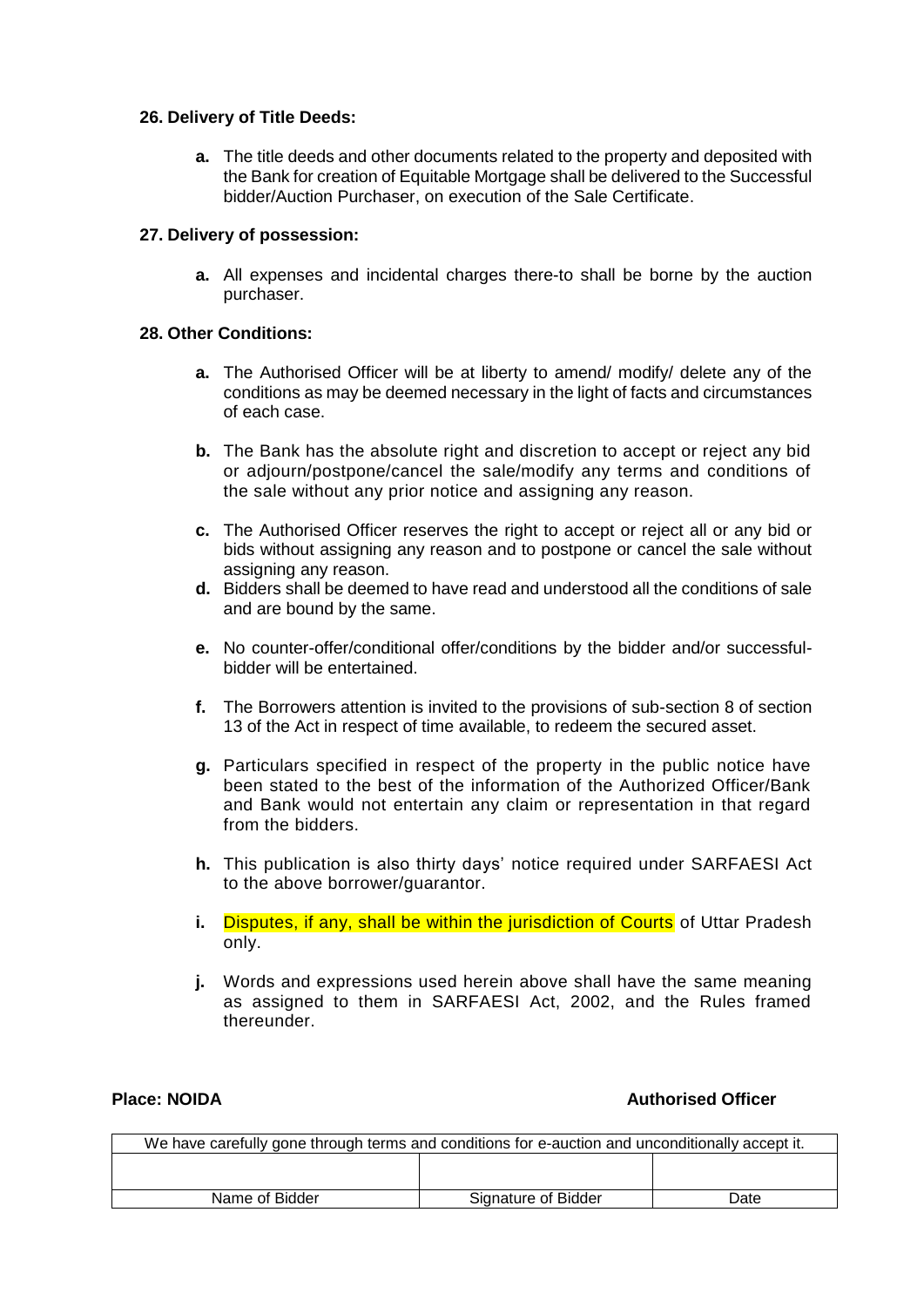**26. Delivery of Title Deeds:**

- **a.** The title deeds and other documents related to the property and deposited with the Bank for creation of Equitable Mortgage shall be delivered to the Successful bidder/Auction Purchaser, on execution of the Sale Certificate.

**27. Delivery of possession:**

- **a.** All expenses and incidental charges there-to shall be borne by the auction purchaser.

**28. Other Conditions:**

- **a.** The Authorised Officer will be at liberty to amend/ modify/ delete any of the conditions as may be deemed necessary in the light of facts and circumstances of each case.
- **b.** The Bank has the absolute right and discretion to accept or reject any bid or adjourn/postpone/cancel the sale/modify any terms and conditions of the sale without any prior notice and assigning any reason.
- **c.** The Authorised Officer reserves the right to accept or reject all or any bid or bids without assigning any reason and to postpone or cancel the sale without assigning any reason.
- **d.** Bidders shall be deemed to have read and understood all the conditions of sale and are bound by the same.
- **e.** No counter-offer/conditional offer/conditions by the bidder and/or successful-bidder will be entertained.
- **f.** The Borrowers attention is invited to the provisions of sub-section 8 of section 13 of the Act in respect of time available, to redeem the secured asset.
- **g.** Particulars specified in respect of the property in the public notice have been stated to the best of the information of the Authorized Officer/Bank and Bank would not entertain any claim or representation in that regard from the bidders.
- **h.** This publication is also thirty days' notice required under SARFAESI Act to the above borrower/guarantor.
- **i.** Disputes, if any, shall be within the jurisdiction of Courts of Uttar Pradesh only.
- **j.** Words and expressions used herein above shall have the same meaning as assigned to them in SARFAESI Act, 2002, and the Rules framed thereunder.

**Place: NOIDA** **Authorised Officer**

| We have carefully gone through terms and conditions for e-auction and unconditionally accept it. | | |
|---|---|---|
| | | |
| Name of Bidder | Signature of Bidder | Date |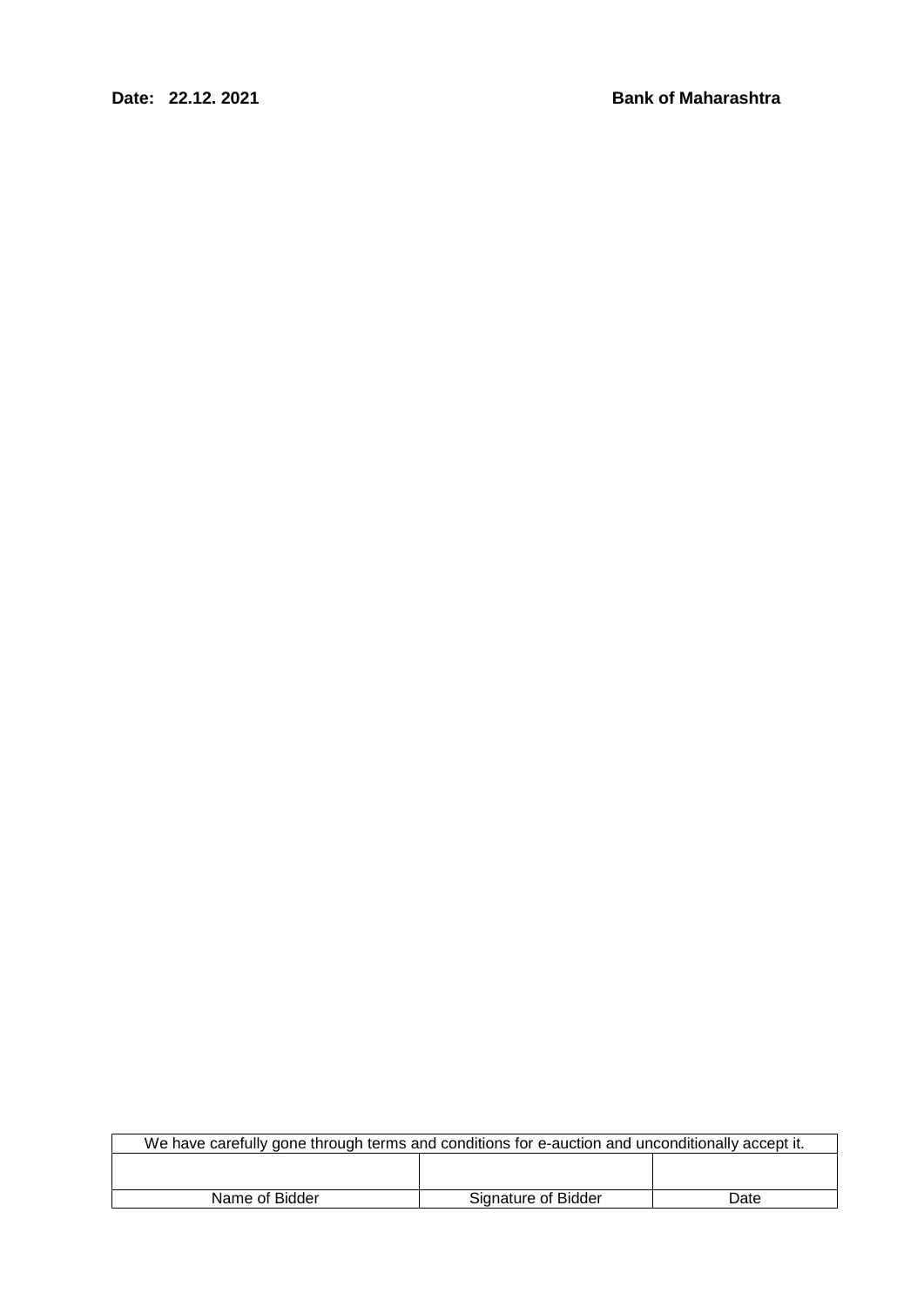**Date: 22.12. 2021** **Bank of Maharashtra**

| We have carefully gone through terms and conditions for e-auction and unconditionally accept it. | | |
|---|---|---|
| | | |
| Name of Bidder | Signature of Bidder | Date |